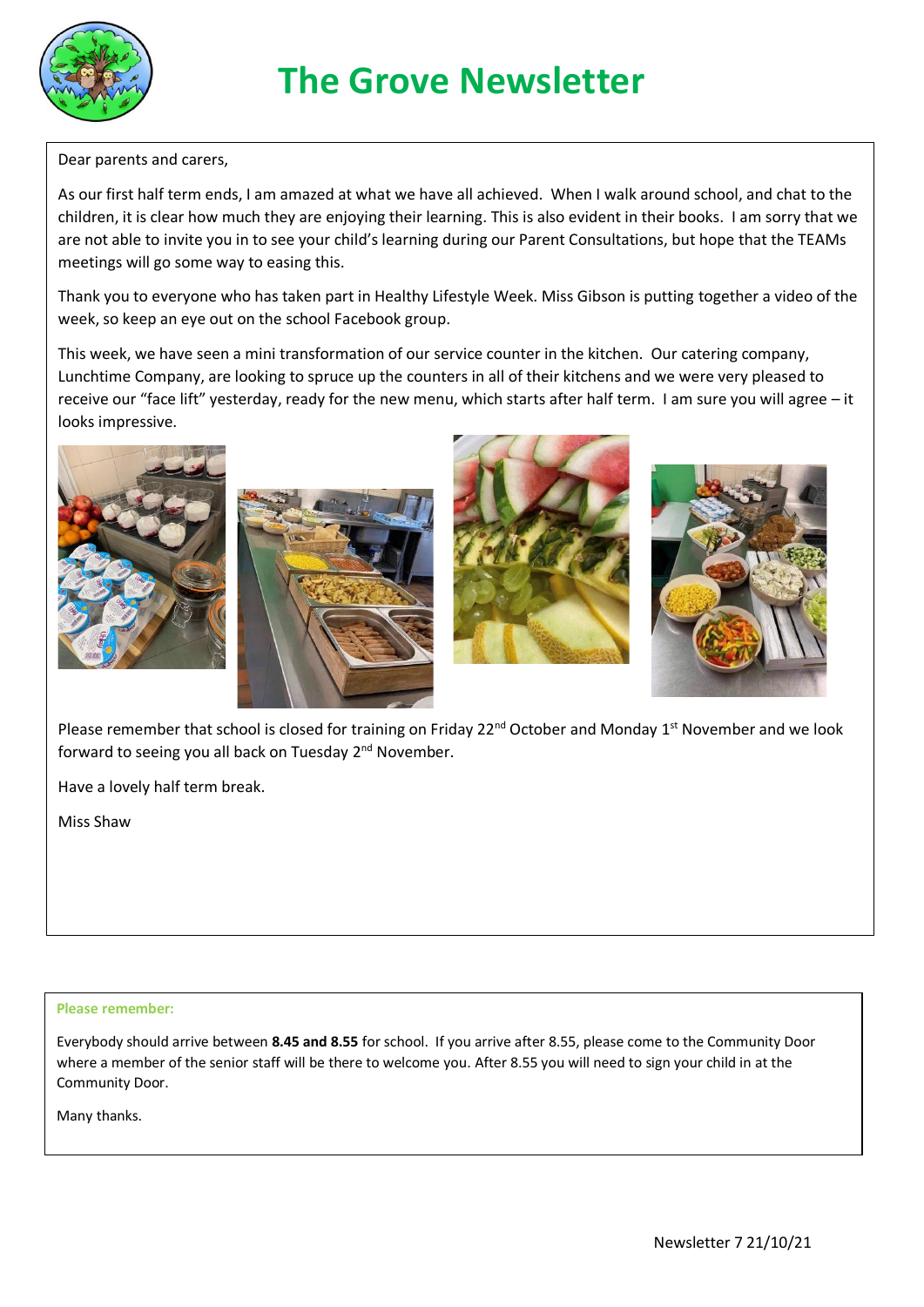# The Grove Newsletter

Dear parents and carers,

As our first half term ends, I am amazed at what we have all achieved. When I walk around school, and chat to the children, it is clear how much they are enjoying their learning. This is also evident in their books. I am sorry that we are not able to invite you in to see your child's learning during our Parent Consultations, but hope that the TEAMs meetings will go some way to easing this.

Thank you to everyone who has taken part in Healthy Lifestyle Week. Miss Gibson is putting together a video of the week, so keep an eye out on the school Facebook group.

This week, we have seen a mini transformation of our service counter in the kitchen. Our catering company, Lunchtime Company, are looking to spruce up the counters in all of their kitchens and we were very pleased to receive our "face lift" yesterday, ready for the new menu, which starts after half term. I am sure you will agree – it looks impressive.

Please remember that school is closed for training on Friday 22nd October and Monday 1st November and we look forward to seeing you all back on Tuesday 2nd November.

Have a lovely half term break.

Miss Shaw

**Please remember:**

Everybody should arrive between **8.45 and 8.55** for school. If you arrive after 8.55, please come to the Community Door where a member of the senior staff will be there to welcome you. After 8.55 you will need to sign your child in at the Community Door.

Many thanks.

Newsletter 7 21/10/21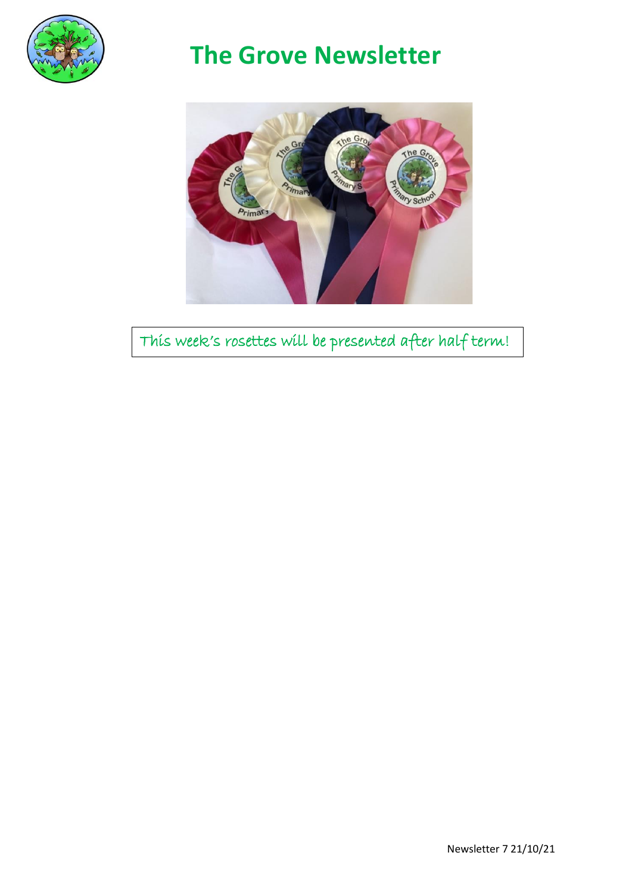# The Grove Newsletter

This week's rosettes will be presented after half term!

Newsletter 7 21/10/21